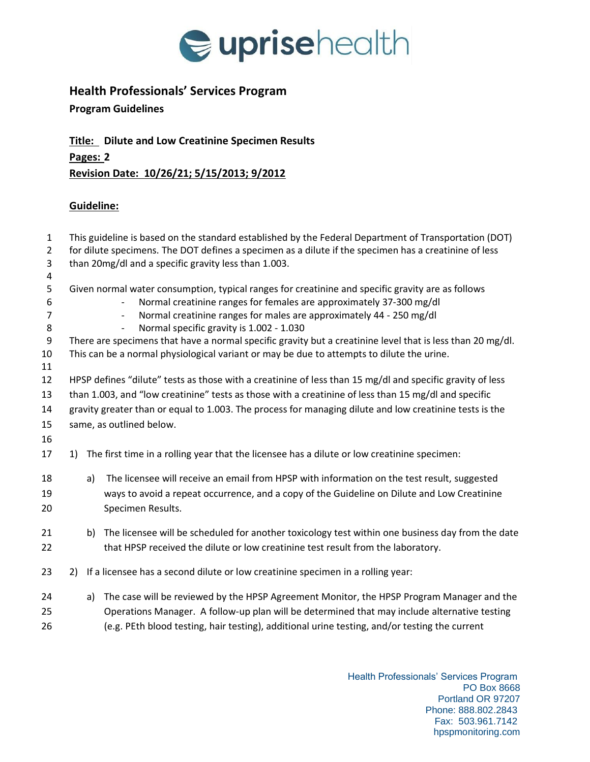## Health Professionals' Services Program

**Program Guidelines**

**Title: Dilute and Low Creatinine Specimen Results**

**Pages: 2**

**Revision Date: 10/26/21; 5/15/2013; 9/2012**

**Guideline:**

This guideline is based on the standard established by the Federal Department of Transportation (DOT) for dilute specimens. The DOT defines a specimen as a dilute if the specimen has a creatinine of less than 20mg/dl and a specific gravity less than 1.003.

Given normal water consumption, typical ranges for creatinine and specific gravity are as follows

- Normal creatinine ranges for females are approximately 37-300 mg/dl
- Normal creatinine ranges for males are approximately 44 - 250 mg/dl
- Normal specific gravity is 1.002 - 1.030

There are specimens that have a normal specific gravity but a creatinine level that is less than 20 mg/dl. This can be a normal physiological variant or may be due to attempts to dilute the urine.

HPSP defines "dilute" tests as those with a creatinine of less than 15 mg/dl and specific gravity of less than 1.003, and "low creatinine" tests as those with a creatinine of less than 15 mg/dl and specific gravity greater than or equal to 1.003. The process for managing dilute and low creatinine tests is the same, as outlined below.

1) The first time in a rolling year that the licensee has a dilute or low creatinine specimen:
   a) The licensee will receive an email from HPSP with information on the test result, suggested ways to avoid a repeat occurrence, and a copy of the Guideline on Dilute and Low Creatinine Specimen Results.
   b) The licensee will be scheduled for another toxicology test within one business day from the date that HPSP received the dilute or low creatinine test result from the laboratory.
2) If a licensee has a second dilute or low creatinine specimen in a rolling year:
   a) The case will be reviewed by the HPSP Agreement Monitor, the HPSP Program Manager and the Operations Manager. A follow-up plan will be determined that may include alternative testing (e.g. PEth blood testing, hair testing), additional urine testing, and/or testing the current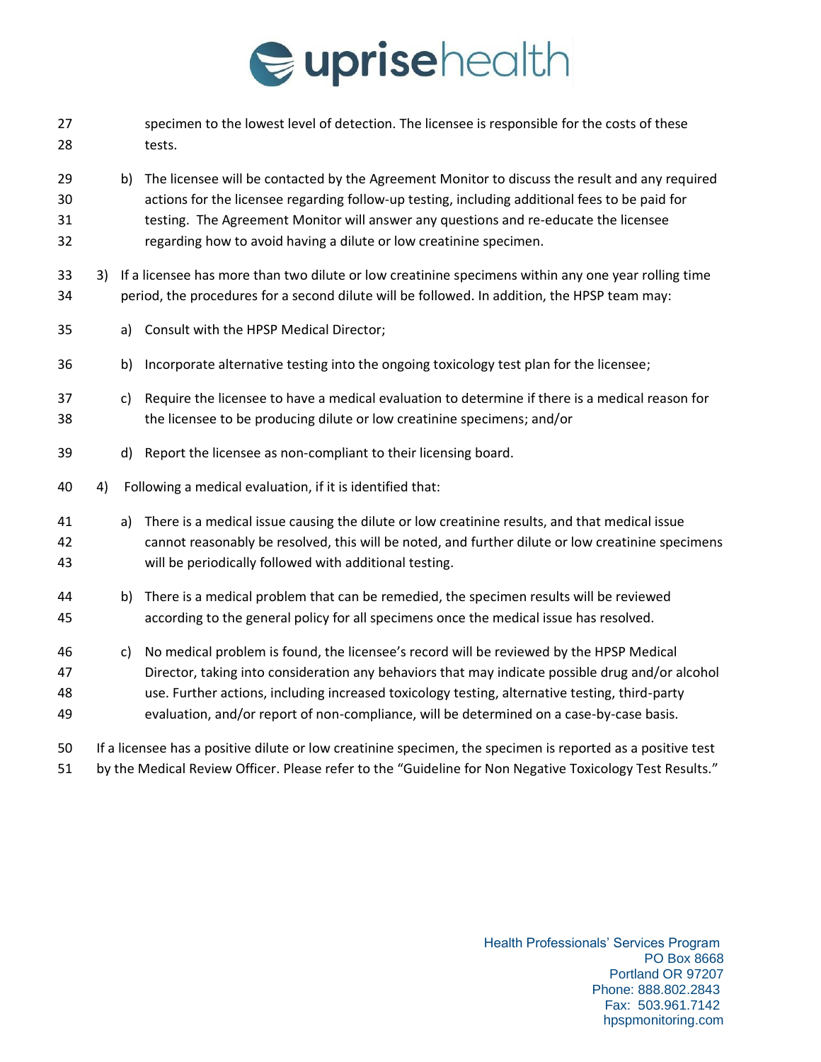specimen to the lowest level of detection. The licensee is responsible for the costs of these tests.

   b) The licensee will be contacted by the Agreement Monitor to discuss the result and any required actions for the licensee regarding follow-up testing, including additional fees to be paid for testing. The Agreement Monitor will answer any questions and re-educate the licensee regarding how to avoid having a dilute or low creatinine specimen.

3) If a licensee has more than two dilute or low creatinine specimens within any one year rolling time period, the procedures for a second dilute will be followed. In addition, the HPSP team may:

   a) Consult with the HPSP Medical Director;

   b) Incorporate alternative testing into the ongoing toxicology test plan for the licensee;

   c) Require the licensee to have a medical evaluation to determine if there is a medical reason for the licensee to be producing dilute or low creatinine specimens; and/or

   d) Report the licensee as non-compliant to their licensing board.

4) Following a medical evaluation, if it is identified that:

   a) There is a medical issue causing the dilute or low creatinine results, and that medical issue cannot reasonably be resolved, this will be noted, and further dilute or low creatinine specimens will be periodically followed with additional testing.

   b) There is a medical problem that can be remedied, the specimen results will be reviewed according to the general policy for all specimens once the medical issue has resolved.

   c) No medical problem is found, the licensee's record will be reviewed by the HPSP Medical Director, taking into consideration any behaviors that may indicate possible drug and/or alcohol use. Further actions, including increased toxicology testing, alternative testing, third-party evaluation, and/or report of non-compliance, will be determined on a case-by-case basis.

If a licensee has a positive dilute or low creatinine specimen, the specimen is reported as a positive test by the Medical Review Officer. Please refer to the "Guideline for Non Negative Toxicology Test Results."